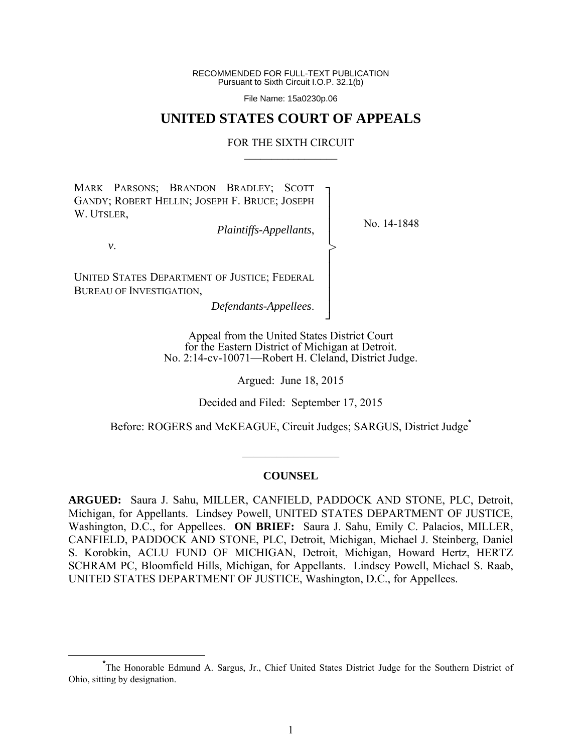RECOMMENDED FOR FULL-TEXT PUBLICATION
Pursuant to Sixth Circuit I.O.P. 32.1(b)

File Name: 15a0230p.06

# UNITED STATES COURT OF APPEALS

## FOR THE SIXTH CIRCUIT

MARK PARSONS; BRANDON BRADLEY; SCOTT GANDY; ROBERT HELLIN; JOSEPH F. BRUCE; JOSEPH W. UTSLER,

*Plaintiffs-Appellants*,

*v*.

UNITED STATES DEPARTMENT OF JUSTICE; FEDERAL BUREAU OF INVESTIGATION,

*Defendants-Appellees*.

No. 14-1848

Appeal from the United States District Court
for the Eastern District of Michigan at Detroit.
No. 2:14-cv-10071—Robert H. Cleland, District Judge.

Argued: June 18, 2015

Decided and Filed: September 17, 2015

Before: ROGERS and McKEAGUE, Circuit Judges; SARGUS, District Judge[*]

## COUNSEL

**ARGUED:** Saura J. Sahu, MILLER, CANFIELD, PADDOCK AND STONE, PLC, Detroit, Michigan, for Appellants. Lindsey Powell, UNITED STATES DEPARTMENT OF JUSTICE, Washington, D.C., for Appellees. **ON BRIEF:** Saura J. Sahu, Emily C. Palacios, MILLER, CANFIELD, PADDOCK AND STONE, PLC, Detroit, Michigan, Michael J. Steinberg, Daniel S. Korobkin, ACLU FUND OF MICHIGAN, Detroit, Michigan, Howard Hertz, HERTZ SCHRAM PC, Bloomfield Hills, Michigan, for Appellants. Lindsey Powell, Michael S. Raab, UNITED STATES DEPARTMENT OF JUSTICE, Washington, D.C., for Appellees.

[*]The Honorable Edmund A. Sargus, Jr., Chief United States District Judge for the Southern District of Ohio, sitting by designation.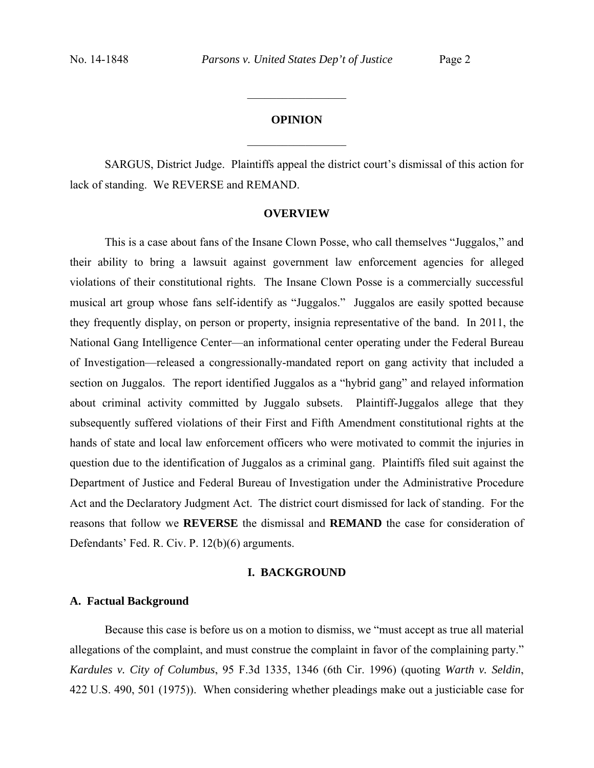## OPINION

SARGUS, District Judge. Plaintiffs appeal the district court's dismissal of this action for lack of standing. We REVERSE and REMAND.

### OVERVIEW

This is a case about fans of the Insane Clown Posse, who call themselves "Juggalos," and their ability to bring a lawsuit against government law enforcement agencies for alleged violations of their constitutional rights. The Insane Clown Posse is a commercially successful musical art group whose fans self-identify as "Juggalos." Juggalos are easily spotted because they frequently display, on person or property, insignia representative of the band. In 2011, the National Gang Intelligence Center—an informational center operating under the Federal Bureau of Investigation—released a congressionally-mandated report on gang activity that included a section on Juggalos. The report identified Juggalos as a "hybrid gang" and relayed information about criminal activity committed by Juggalo subsets. Plaintiff-Juggalos allege that they subsequently suffered violations of their First and Fifth Amendment constitutional rights at the hands of state and local law enforcement officers who were motivated to commit the injuries in question due to the identification of Juggalos as a criminal gang. Plaintiffs filed suit against the Department of Justice and Federal Bureau of Investigation under the Administrative Procedure Act and the Declaratory Judgment Act. The district court dismissed for lack of standing. For the reasons that follow we **REVERSE** the dismissal and **REMAND** the case for consideration of Defendants' Fed. R. Civ. P. 12(b)(6) arguments.

### I. BACKGROUND

#### A. Factual Background

Because this case is before us on a motion to dismiss, we "must accept as true all material allegations of the complaint, and must construe the complaint in favor of the complaining party." *Kardules v. City of Columbus*, 95 F.3d 1335, 1346 (6th Cir. 1996) (quoting *Warth v. Seldin*, 422 U.S. 490, 501 (1975)). When considering whether pleadings make out a justiciable case for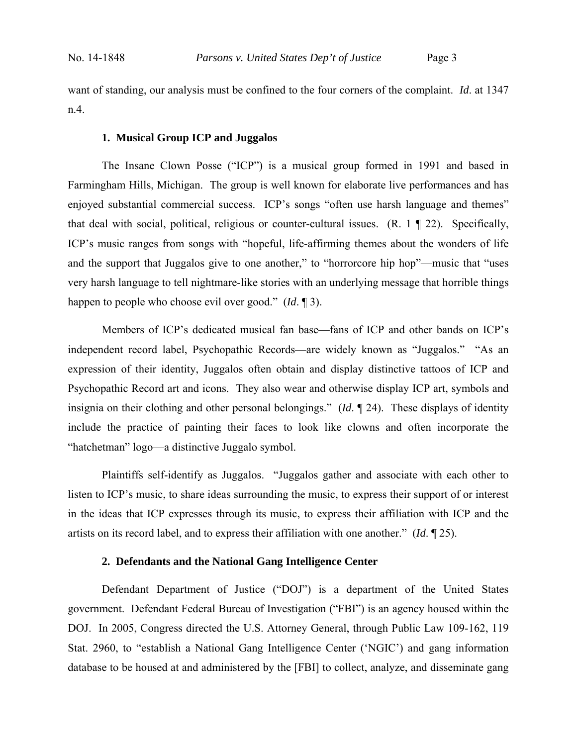want of standing, our analysis must be confined to the four corners of the complaint. *Id*. at 1347 n.4.

### 1. Musical Group ICP and Juggalos

The Insane Clown Posse ("ICP") is a musical group formed in 1991 and based in Farmingham Hills, Michigan. The group is well known for elaborate live performances and has enjoyed substantial commercial success. ICP's songs "often use harsh language and themes" that deal with social, political, religious or counter-cultural issues. (R. 1 ¶ 22). Specifically, ICP's music ranges from songs with "hopeful, life-affirming themes about the wonders of life and the support that Juggalos give to one another," to "horrorcore hip hop"—music that "uses very harsh language to tell nightmare-like stories with an underlying message that horrible things happen to people who choose evil over good." (*Id*. ¶ 3).

Members of ICP's dedicated musical fan base—fans of ICP and other bands on ICP's independent record label, Psychopathic Records—are widely known as "Juggalos." "As an expression of their identity, Juggalos often obtain and display distinctive tattoos of ICP and Psychopathic Record art and icons. They also wear and otherwise display ICP art, symbols and insignia on their clothing and other personal belongings." (*Id*. ¶ 24). These displays of identity include the practice of painting their faces to look like clowns and often incorporate the "hatchetman" logo—a distinctive Juggalo symbol.

Plaintiffs self-identify as Juggalos. "Juggalos gather and associate with each other to listen to ICP's music, to share ideas surrounding the music, to express their support of or interest in the ideas that ICP expresses through its music, to express their affiliation with ICP and the artists on its record label, and to express their affiliation with one another." (*Id*. ¶ 25).

### 2. Defendants and the National Gang Intelligence Center

Defendant Department of Justice ("DOJ") is a department of the United States government. Defendant Federal Bureau of Investigation ("FBI") is an agency housed within the DOJ. In 2005, Congress directed the U.S. Attorney General, through Public Law 109-162, 119 Stat. 2960, to "establish a National Gang Intelligence Center ('NGIC') and gang information database to be housed at and administered by the [FBI] to collect, analyze, and disseminate gang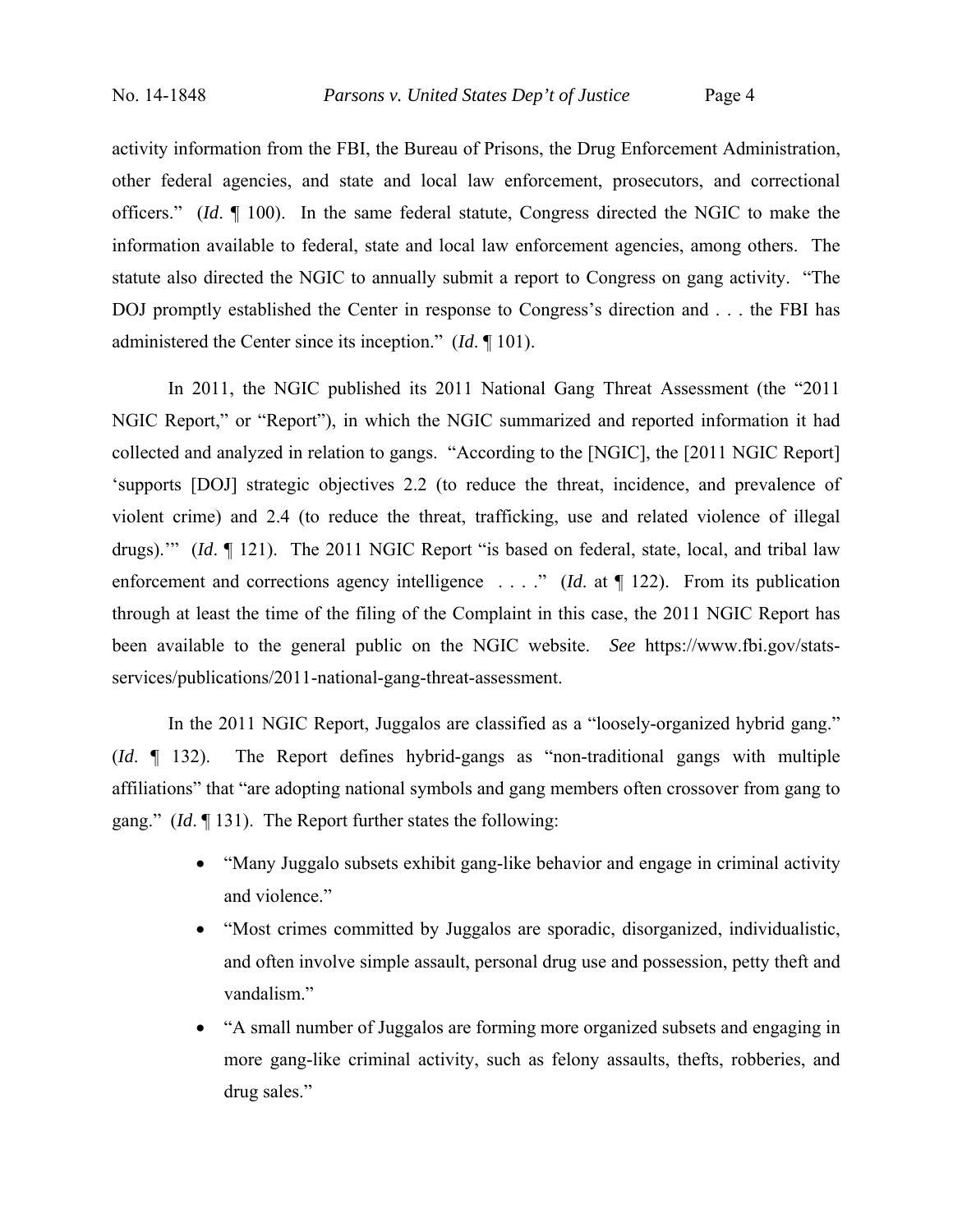activity information from the FBI, the Bureau of Prisons, the Drug Enforcement Administration, other federal agencies, and state and local law enforcement, prosecutors, and correctional officers." (*Id*. ¶ 100). In the same federal statute, Congress directed the NGIC to make the information available to federal, state and local law enforcement agencies, among others. The statute also directed the NGIC to annually submit a report to Congress on gang activity. "The DOJ promptly established the Center in response to Congress's direction and . . . the FBI has administered the Center since its inception." (*Id*. ¶ 101).

In 2011, the NGIC published its 2011 National Gang Threat Assessment (the "2011 NGIC Report," or "Report"), in which the NGIC summarized and reported information it had collected and analyzed in relation to gangs. "According to the [NGIC], the [2011 NGIC Report] 'supports [DOJ] strategic objectives 2.2 (to reduce the threat, incidence, and prevalence of violent crime) and 2.4 (to reduce the threat, trafficking, use and related violence of illegal drugs).'" (*Id*. ¶ 121). The 2011 NGIC Report "is based on federal, state, local, and tribal law enforcement and corrections agency intelligence . . . ." (*Id*. at ¶ 122). From its publication through at least the time of the filing of the Complaint in this case, the 2011 NGIC Report has been available to the general public on the NGIC website. *See* https://www.fbi.gov/stats-services/publications/2011-national-gang-threat-assessment.

In the 2011 NGIC Report, Juggalos are classified as a "loosely-organized hybrid gang." (*Id*. ¶ 132). The Report defines hybrid-gangs as "non-traditional gangs with multiple affiliations" that "are adopting national symbols and gang members often crossover from gang to gang." (*Id*. ¶ 131). The Report further states the following:

- "Many Juggalo subsets exhibit gang-like behavior and engage in criminal activity and violence."
- "Most crimes committed by Juggalos are sporadic, disorganized, individualistic, and often involve simple assault, personal drug use and possession, petty theft and vandalism."
- "A small number of Juggalos are forming more organized subsets and engaging in more gang-like criminal activity, such as felony assaults, thefts, robberies, and drug sales."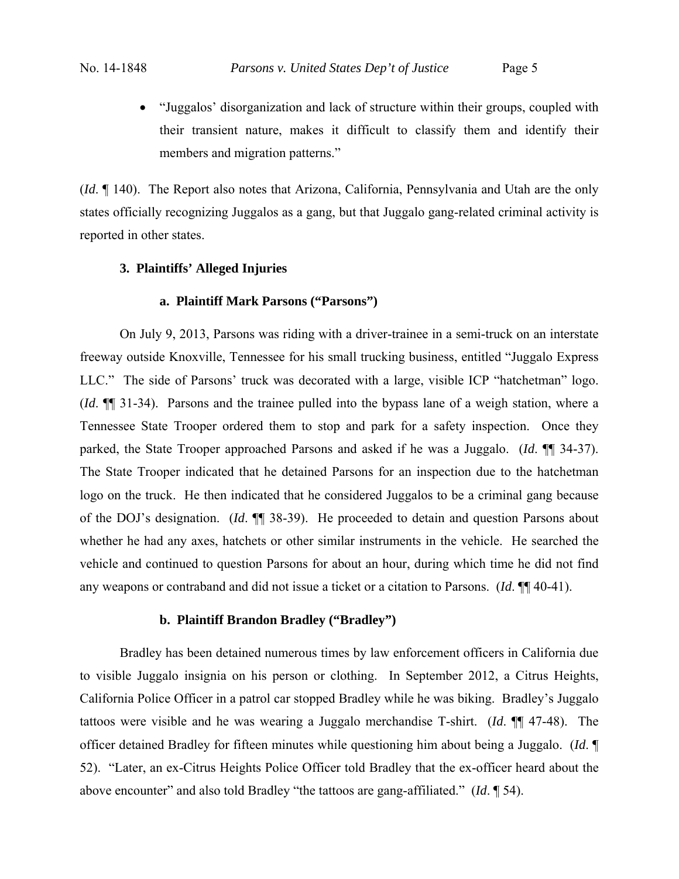- "Juggalos' disorganization and lack of structure within their groups, coupled with their transient nature, makes it difficult to classify them and identify their members and migration patterns."

(*Id*. ¶ 140). The Report also notes that Arizona, California, Pennsylvania and Utah are the only states officially recognizing Juggalos as a gang, but that Juggalo gang-related criminal activity is reported in other states.

### 3. Plaintiffs' Alleged Injuries

#### a. Plaintiff Mark Parsons ("Parsons")

On July 9, 2013, Parsons was riding with a driver-trainee in a semi-truck on an interstate freeway outside Knoxville, Tennessee for his small trucking business, entitled "Juggalo Express LLC." The side of Parsons' truck was decorated with a large, visible ICP "hatchetman" logo. (*Id*. ¶¶ 31-34). Parsons and the trainee pulled into the bypass lane of a weigh station, where a Tennessee State Trooper ordered them to stop and park for a safety inspection. Once they parked, the State Trooper approached Parsons and asked if he was a Juggalo. (*Id*. ¶¶ 34-37). The State Trooper indicated that he detained Parsons for an inspection due to the hatchetman logo on the truck. He then indicated that he considered Juggalos to be a criminal gang because of the DOJ's designation. (*Id*. ¶¶ 38-39). He proceeded to detain and question Parsons about whether he had any axes, hatchets or other similar instruments in the vehicle. He searched the vehicle and continued to question Parsons for about an hour, during which time he did not find any weapons or contraband and did not issue a ticket or a citation to Parsons. (*Id*. ¶¶ 40-41).

#### b. Plaintiff Brandon Bradley ("Bradley")

Bradley has been detained numerous times by law enforcement officers in California due to visible Juggalo insignia on his person or clothing. In September 2012, a Citrus Heights, California Police Officer in a patrol car stopped Bradley while he was biking. Bradley's Juggalo tattoos were visible and he was wearing a Juggalo merchandise T-shirt. (*Id*. ¶¶ 47-48). The officer detained Bradley for fifteen minutes while questioning him about being a Juggalo. (*Id*. ¶ 52). "Later, an ex-Citrus Heights Police Officer told Bradley that the ex-officer heard about the above encounter" and also told Bradley "the tattoos are gang-affiliated." (*Id*. ¶ 54).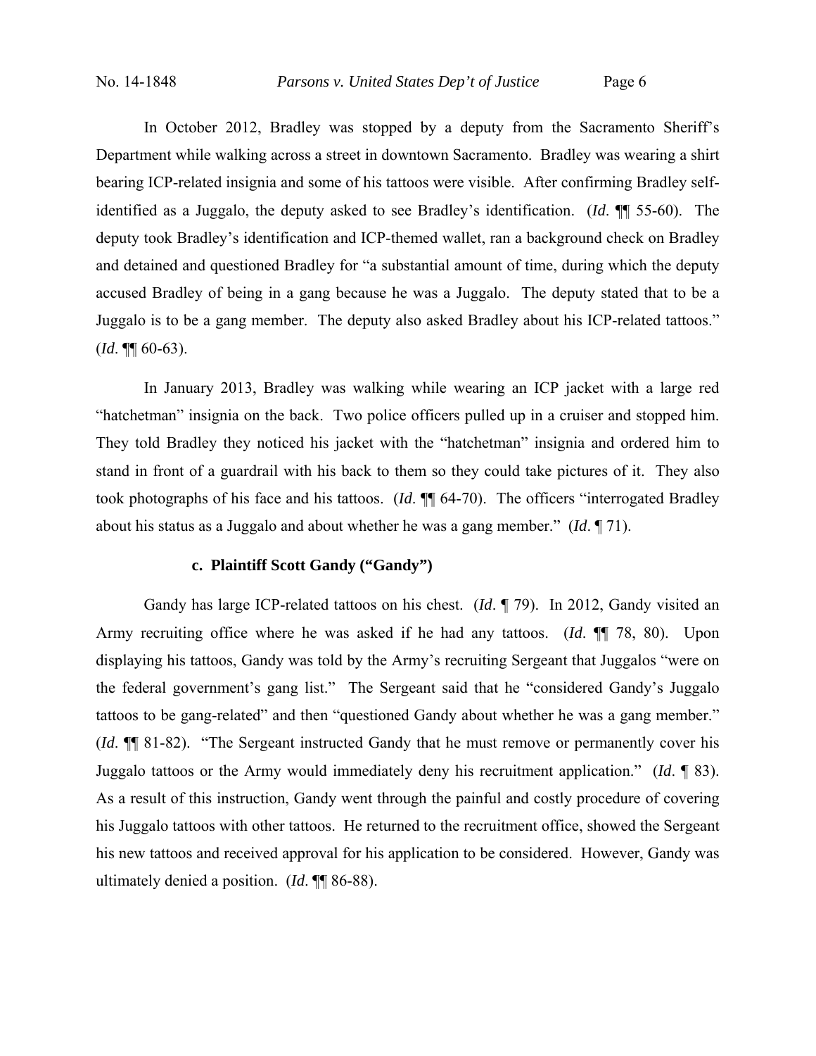In October 2012, Bradley was stopped by a deputy from the Sacramento Sheriff's Department while walking across a street in downtown Sacramento. Bradley was wearing a shirt bearing ICP-related insignia and some of his tattoos were visible. After confirming Bradley self-identified as a Juggalo, the deputy asked to see Bradley's identification. (*Id*. ¶¶ 55-60). The deputy took Bradley's identification and ICP-themed wallet, ran a background check on Bradley and detained and questioned Bradley for "a substantial amount of time, during which the deputy accused Bradley of being in a gang because he was a Juggalo. The deputy stated that to be a Juggalo is to be a gang member. The deputy also asked Bradley about his ICP-related tattoos." (*Id*. ¶¶ 60-63).

In January 2013, Bradley was walking while wearing an ICP jacket with a large red "hatchetman" insignia on the back. Two police officers pulled up in a cruiser and stopped him. They told Bradley they noticed his jacket with the "hatchetman" insignia and ordered him to stand in front of a guardrail with his back to them so they could take pictures of it. They also took photographs of his face and his tattoos. (*Id*. ¶¶ 64-70). The officers "interrogated Bradley about his status as a Juggalo and about whether he was a gang member." (*Id*. ¶ 71).

#### c. Plaintiff Scott Gandy ("Gandy")

Gandy has large ICP-related tattoos on his chest. (*Id*. ¶ 79). In 2012, Gandy visited an Army recruiting office where he was asked if he had any tattoos. (*Id*. ¶¶ 78, 80). Upon displaying his tattoos, Gandy was told by the Army's recruiting Sergeant that Juggalos "were on the federal government's gang list." The Sergeant said that he "considered Gandy's Juggalo tattoos to be gang-related" and then "questioned Gandy about whether he was a gang member." (*Id*. ¶¶ 81-82). "The Sergeant instructed Gandy that he must remove or permanently cover his Juggalo tattoos or the Army would immediately deny his recruitment application." (*Id*. ¶ 83). As a result of this instruction, Gandy went through the painful and costly procedure of covering his Juggalo tattoos with other tattoos. He returned to the recruitment office, showed the Sergeant his new tattoos and received approval for his application to be considered. However, Gandy was ultimately denied a position. (*Id*. ¶¶ 86-88).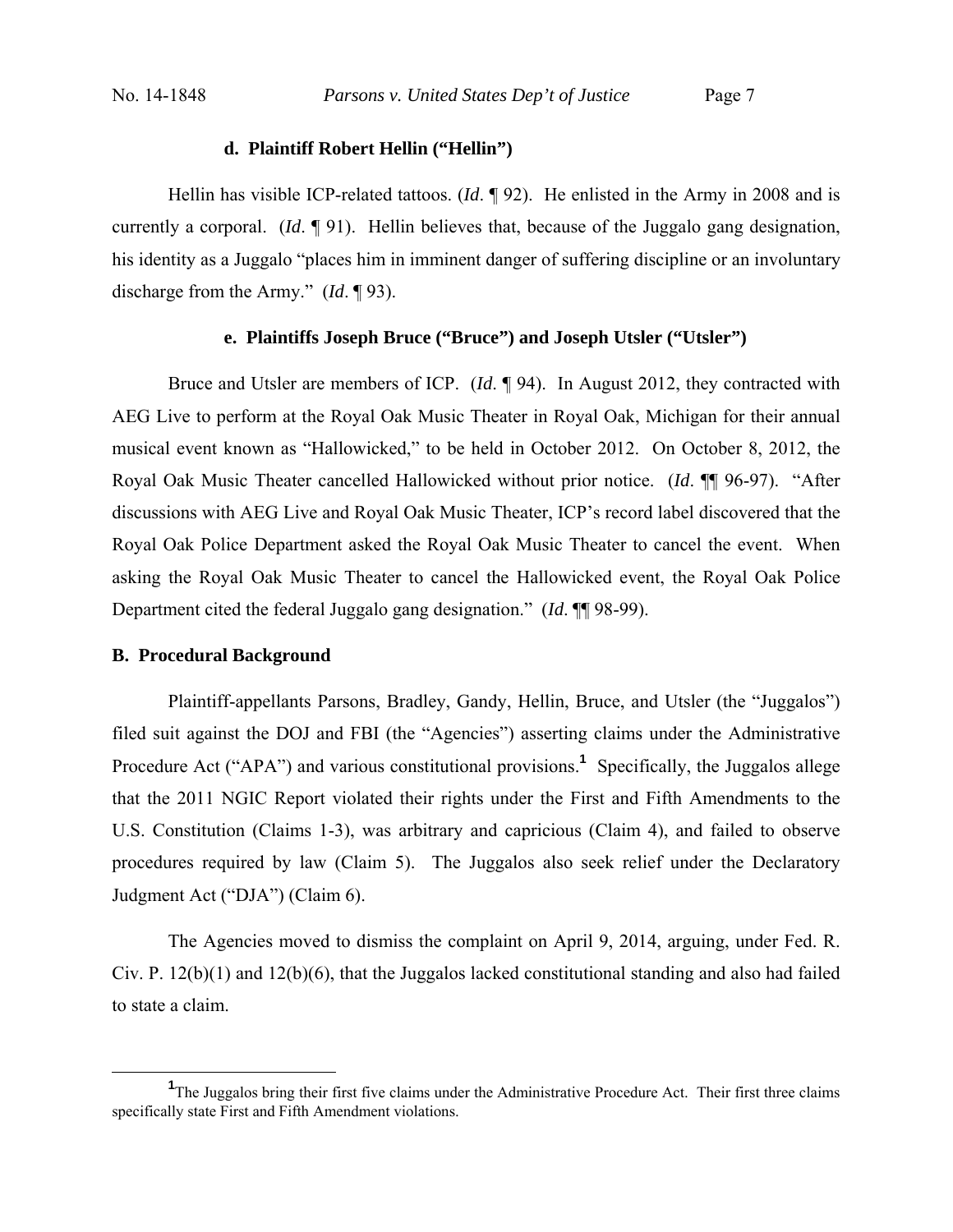#### d. Plaintiff Robert Hellin ("Hellin")

Hellin has visible ICP-related tattoos. (*Id*. ¶ 92). He enlisted in the Army in 2008 and is currently a corporal. (*Id*. ¶ 91). Hellin believes that, because of the Juggalo gang designation, his identity as a Juggalo "places him in imminent danger of suffering discipline or an involuntary discharge from the Army." (*Id*. ¶ 93).

#### e. Plaintiffs Joseph Bruce ("Bruce") and Joseph Utsler ("Utsler")

Bruce and Utsler are members of ICP. (*Id*. ¶ 94). In August 2012, they contracted with AEG Live to perform at the Royal Oak Music Theater in Royal Oak, Michigan for their annual musical event known as "Hallowicked," to be held in October 2012. On October 8, 2012, the Royal Oak Music Theater cancelled Hallowicked without prior notice. (*Id*. ¶¶ 96-97). "After discussions with AEG Live and Royal Oak Music Theater, ICP's record label discovered that the Royal Oak Police Department asked the Royal Oak Music Theater to cancel the event. When asking the Royal Oak Music Theater to cancel the Hallowicked event, the Royal Oak Police Department cited the federal Juggalo gang designation." (*Id*. ¶¶ 98-99).

### B. Procedural Background

Plaintiff-appellants Parsons, Bradley, Gandy, Hellin, Bruce, and Utsler (the "Juggalos") filed suit against the DOJ and FBI (the "Agencies") asserting claims under the Administrative Procedure Act ("APA") and various constitutional provisions.[1] Specifically, the Juggalos allege that the 2011 NGIC Report violated their rights under the First and Fifth Amendments to the U.S. Constitution (Claims 1-3), was arbitrary and capricious (Claim 4), and failed to observe procedures required by law (Claim 5). The Juggalos also seek relief under the Declaratory Judgment Act ("DJA") (Claim 6).

The Agencies moved to dismiss the complaint on April 9, 2014, arguing, under Fed. R. Civ. P. 12(b)(1) and 12(b)(6), that the Juggalos lacked constitutional standing and also had failed to state a claim.

---

[1] The Juggalos bring their first five claims under the Administrative Procedure Act. Their first three claims specifically state First and Fifth Amendment violations.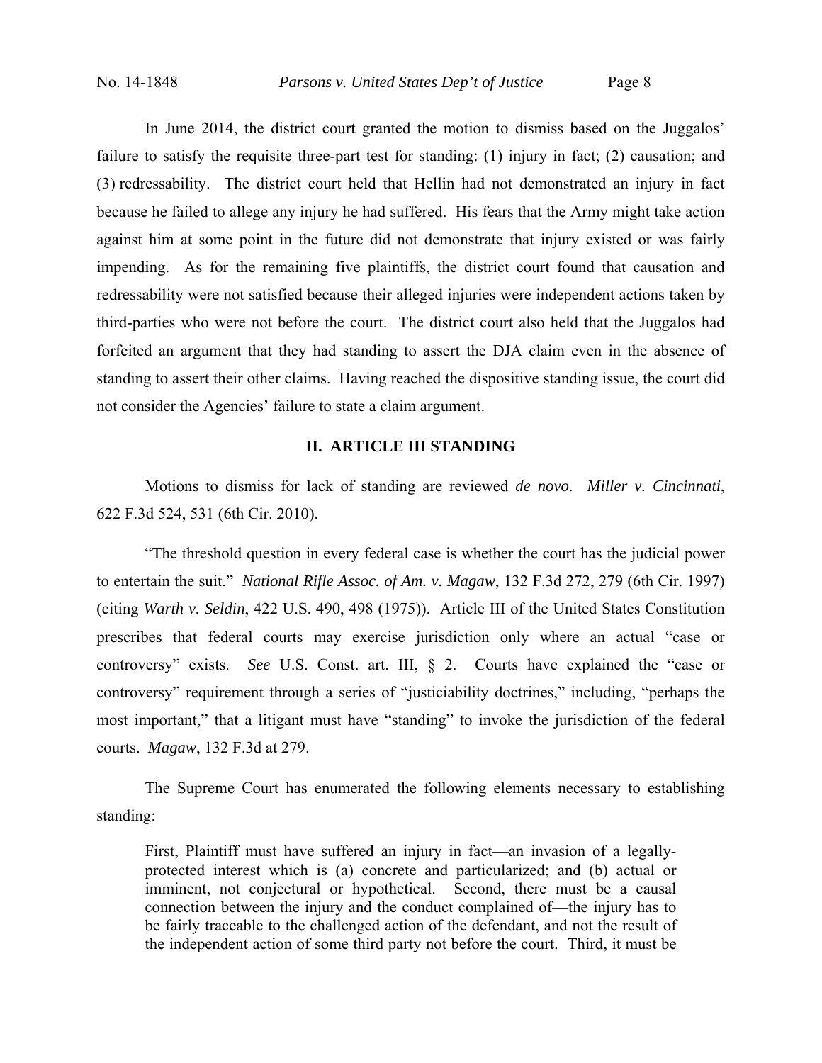In June 2014, the district court granted the motion to dismiss based on the Juggalos' failure to satisfy the requisite three-part test for standing: (1) injury in fact; (2) causation; and (3) redressability. The district court held that Hellin had not demonstrated an injury in fact because he failed to allege any injury he had suffered. His fears that the Army might take action against him at some point in the future did not demonstrate that injury existed or was fairly impending. As for the remaining five plaintiffs, the district court found that causation and redressability were not satisfied because their alleged injuries were independent actions taken by third-parties who were not before the court. The district court also held that the Juggalos had forfeited an argument that they had standing to assert the DJA claim even in the absence of standing to assert their other claims. Having reached the dispositive standing issue, the court did not consider the Agencies' failure to state a claim argument.

## II. ARTICLE III STANDING

Motions to dismiss for lack of standing are reviewed *de novo*. *Miller v. Cincinnati*, 622 F.3d 524, 531 (6th Cir. 2010).

"The threshold question in every federal case is whether the court has the judicial power to entertain the suit." *National Rifle Assoc. of Am. v. Magaw*, 132 F.3d 272, 279 (6th Cir. 1997) (citing *Warth v. Seldin*, 422 U.S. 490, 498 (1975)). Article III of the United States Constitution prescribes that federal courts may exercise jurisdiction only where an actual "case or controversy" exists. *See* U.S. Const. art. III, § 2. Courts have explained the "case or controversy" requirement through a series of "justiciability doctrines," including, "perhaps the most important," that a litigant must have "standing" to invoke the jurisdiction of the federal courts. *Magaw*, 132 F.3d at 279.

The Supreme Court has enumerated the following elements necessary to establishing standing:

> First, Plaintiff must have suffered an injury in fact—an invasion of a legally-protected interest which is (a) concrete and particularized; and (b) actual or imminent, not conjectural or hypothetical. Second, there must be a causal connection between the injury and the conduct complained of—the injury has to be fairly traceable to the challenged action of the defendant, and not the result of the independent action of some third party not before the court. Third, it must be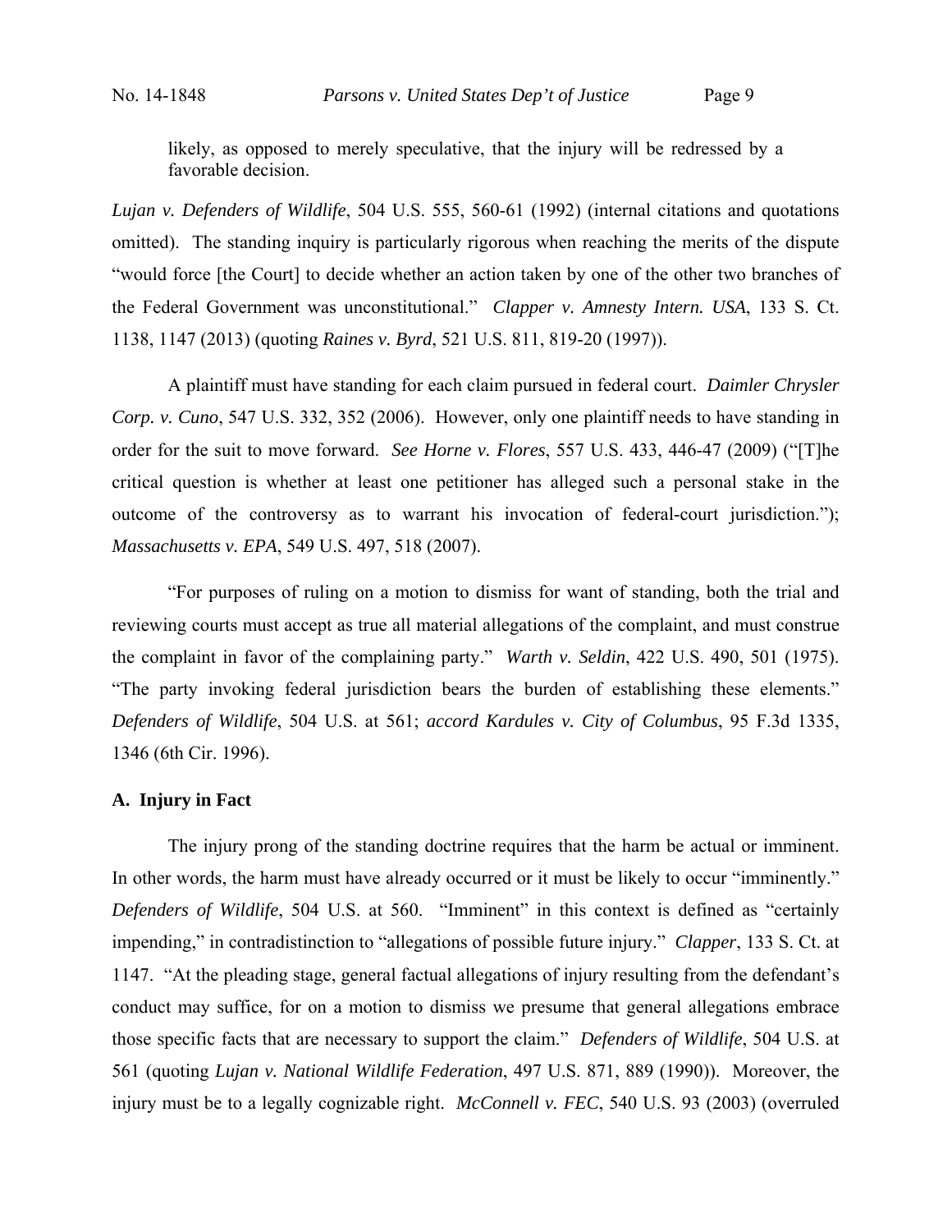likely, as opposed to merely speculative, that the injury will be redressed by a favorable decision.

*Lujan v. Defenders of Wildlife*, 504 U.S. 555, 560-61 (1992) (internal citations and quotations omitted). The standing inquiry is particularly rigorous when reaching the merits of the dispute "would force [the Court] to decide whether an action taken by one of the other two branches of the Federal Government was unconstitutional." *Clapper v. Amnesty Intern. USA*, 133 S. Ct. 1138, 1147 (2013) (quoting *Raines v. Byrd*, 521 U.S. 811, 819-20 (1997)).

A plaintiff must have standing for each claim pursued in federal court. *Daimler Chrysler Corp. v. Cuno*, 547 U.S. 332, 352 (2006). However, only one plaintiff needs to have standing in order for the suit to move forward. *See Horne v. Flores*, 557 U.S. 433, 446-47 (2009) ("[T]he critical question is whether at least one petitioner has alleged such a personal stake in the outcome of the controversy as to warrant his invocation of federal-court jurisdiction."); *Massachusetts v. EPA*, 549 U.S. 497, 518 (2007).

"For purposes of ruling on a motion to dismiss for want of standing, both the trial and reviewing courts must accept as true all material allegations of the complaint, and must construe the complaint in favor of the complaining party." *Warth v. Seldin*, 422 U.S. 490, 501 (1975). "The party invoking federal jurisdiction bears the burden of establishing these elements." *Defenders of Wildlife*, 504 U.S. at 561; *accord Kardules v. City of Columbus*, 95 F.3d 1335, 1346 (6th Cir. 1996).

### A. Injury in Fact

The injury prong of the standing doctrine requires that the harm be actual or imminent. In other words, the harm must have already occurred or it must be likely to occur "imminently." *Defenders of Wildlife*, 504 U.S. at 560. "Imminent" in this context is defined as "certainly impending," in contradistinction to "allegations of possible future injury." *Clapper*, 133 S. Ct. at 1147. "At the pleading stage, general factual allegations of injury resulting from the defendant's conduct may suffice, for on a motion to dismiss we presume that general allegations embrace those specific facts that are necessary to support the claim." *Defenders of Wildlife*, 504 U.S. at 561 (quoting *Lujan v. National Wildlife Federation*, 497 U.S. 871, 889 (1990)). Moreover, the injury must be to a legally cognizable right. *McConnell v. FEC*, 540 U.S. 93 (2003) (overruled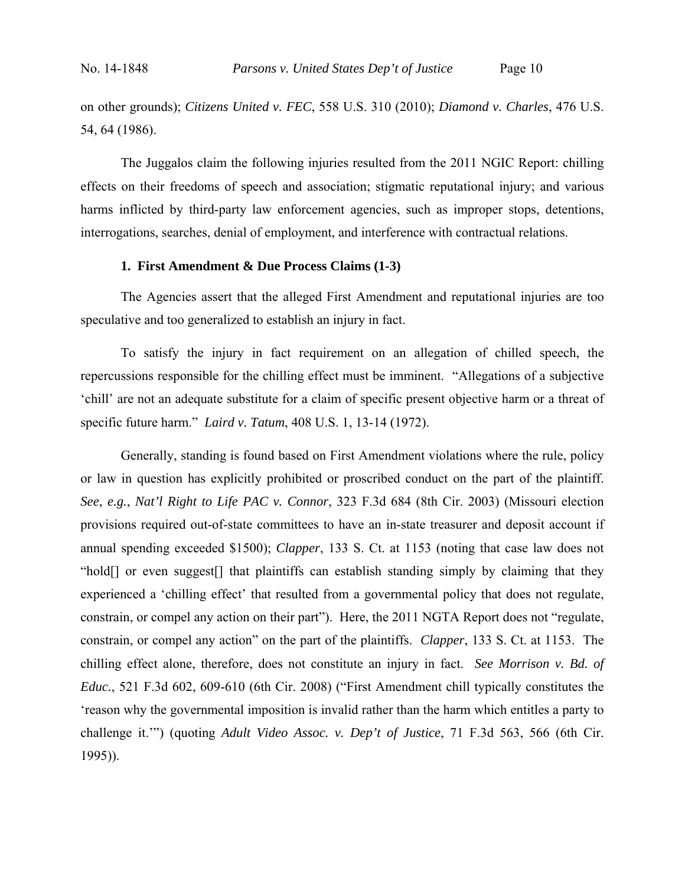on other grounds); *Citizens United v. FEC*, 558 U.S. 310 (2010); *Diamond v. Charles*, 476 U.S. 54, 64 (1986).

The Juggalos claim the following injuries resulted from the 2011 NGIC Report: chilling effects on their freedoms of speech and association; stigmatic reputational injury; and various harms inflicted by third-party law enforcement agencies, such as improper stops, detentions, interrogations, searches, denial of employment, and interference with contractual relations.

### 1. First Amendment & Due Process Claims (1-3)

The Agencies assert that the alleged First Amendment and reputational injuries are too speculative and too generalized to establish an injury in fact.

To satisfy the injury in fact requirement on an allegation of chilled speech, the repercussions responsible for the chilling effect must be imminent. "Allegations of a subjective 'chill' are not an adequate substitute for a claim of specific present objective harm or a threat of specific future harm." *Laird v. Tatum*, 408 U.S. 1, 13-14 (1972).

Generally, standing is found based on First Amendment violations where the rule, policy or law in question has explicitly prohibited or proscribed conduct on the part of the plaintiff. *See*, *e.g.*, *Nat'l Right to Life PAC v. Connor*, 323 F.3d 684 (8th Cir. 2003) (Missouri election provisions required out-of-state committees to have an in-state treasurer and deposit account if annual spending exceeded $1500); *Clapper*, 133 S. Ct. at 1153 (noting that case law does not "hold[] or even suggest[] that plaintiffs can establish standing simply by claiming that they experienced a 'chilling effect' that resulted from a governmental policy that does not regulate, constrain, or compel any action on their part"). Here, the 2011 NGTA Report does not "regulate, constrain, or compel any action" on the part of the plaintiffs. *Clapper*, 133 S. Ct. at 1153. The chilling effect alone, therefore, does not constitute an injury in fact. *See Morrison v. Bd. of Educ.*, 521 F.3d 602, 609-610 (6th Cir. 2008) ("First Amendment chill typically constitutes the 'reason why the governmental imposition is invalid rather than the harm which entitles a party to challenge it.'") (quoting *Adult Video Assoc. v. Dep't of Justice*, 71 F.3d 563, 566 (6th Cir. 1995)).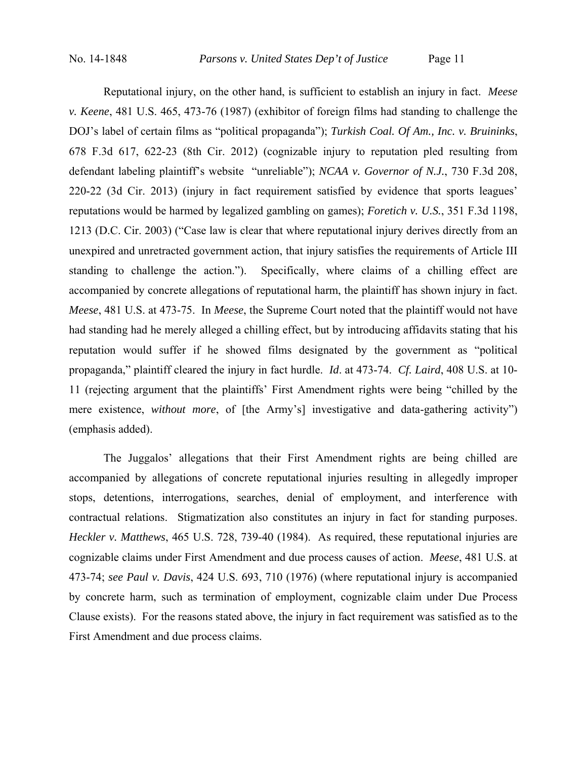Reputational injury, on the other hand, is sufficient to establish an injury in fact. *Meese v. Keene*, 481 U.S. 465, 473-76 (1987) (exhibitor of foreign films had standing to challenge the DOJ's label of certain films as "political propaganda"); *Turkish Coal. Of Am., Inc. v. Bruininks*, 678 F.3d 617, 622-23 (8th Cir. 2012) (cognizable injury to reputation pled resulting from defendant labeling plaintiff's website "unreliable"); *NCAA v. Governor of N.J.*, 730 F.3d 208, 220-22 (3d Cir. 2013) (injury in fact requirement satisfied by evidence that sports leagues' reputations would be harmed by legalized gambling on games); *Foretich v. U.S.*, 351 F.3d 1198, 1213 (D.C. Cir. 2003) ("Case law is clear that where reputational injury derives directly from an unexpired and unretracted government action, that injury satisfies the requirements of Article III standing to challenge the action."). Specifically, where claims of a chilling effect are accompanied by concrete allegations of reputational harm, the plaintiff has shown injury in fact. *Meese*, 481 U.S. at 473-75. In *Meese*, the Supreme Court noted that the plaintiff would not have had standing had he merely alleged a chilling effect, but by introducing affidavits stating that his reputation would suffer if he showed films designated by the government as "political propaganda," plaintiff cleared the injury in fact hurdle. *Id*. at 473-74. *Cf. Laird*, 408 U.S. at 10-11 (rejecting argument that the plaintiffs' First Amendment rights were being "chilled by the mere existence, *without more*, of [the Army's] investigative and data-gathering activity") (emphasis added).

The Juggalos' allegations that their First Amendment rights are being chilled are accompanied by allegations of concrete reputational injuries resulting in allegedly improper stops, detentions, interrogations, searches, denial of employment, and interference with contractual relations. Stigmatization also constitutes an injury in fact for standing purposes. *Heckler v. Matthews*, 465 U.S. 728, 739-40 (1984). As required, these reputational injuries are cognizable claims under First Amendment and due process causes of action. *Meese*, 481 U.S. at 473-74; *see Paul v. Davis*, 424 U.S. 693, 710 (1976) (where reputational injury is accompanied by concrete harm, such as termination of employment, cognizable claim under Due Process Clause exists). For the reasons stated above, the injury in fact requirement was satisfied as to the First Amendment and due process claims.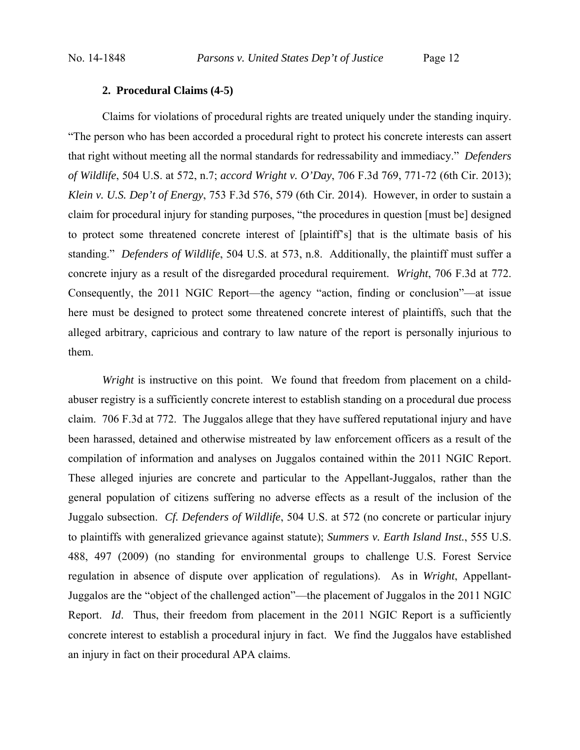### 2. Procedural Claims (4-5)

Claims for violations of procedural rights are treated uniquely under the standing inquiry. "The person who has been accorded a procedural right to protect his concrete interests can assert that right without meeting all the normal standards for redressability and immediacy." *Defenders of Wildlife*, 504 U.S. at 572, n.7; *accord Wright v. O'Day*, 706 F.3d 769, 771-72 (6th Cir. 2013); *Klein v. U.S. Dep't of Energy*, 753 F.3d 576, 579 (6th Cir. 2014). However, in order to sustain a claim for procedural injury for standing purposes, "the procedures in question [must be] designed to protect some threatened concrete interest of [plaintiff's] that is the ultimate basis of his standing." *Defenders of Wildlife*, 504 U.S. at 573, n.8. Additionally, the plaintiff must suffer a concrete injury as a result of the disregarded procedural requirement. *Wright*, 706 F.3d at 772. Consequently, the 2011 NGIC Report—the agency "action, finding or conclusion"—at issue here must be designed to protect some threatened concrete interest of plaintiffs, such that the alleged arbitrary, capricious and contrary to law nature of the report is personally injurious to them.

*Wright* is instructive on this point. We found that freedom from placement on a child-abuser registry is a sufficiently concrete interest to establish standing on a procedural due process claim. 706 F.3d at 772. The Juggalos allege that they have suffered reputational injury and have been harassed, detained and otherwise mistreated by law enforcement officers as a result of the compilation of information and analyses on Juggalos contained within the 2011 NGIC Report. These alleged injuries are concrete and particular to the Appellant-Juggalos, rather than the general population of citizens suffering no adverse effects as a result of the inclusion of the Juggalo subsection. *Cf. Defenders of Wildlife*, 504 U.S. at 572 (no concrete or particular injury to plaintiffs with generalized grievance against statute); *Summers v. Earth Island Inst.*, 555 U.S. 488, 497 (2009) (no standing for environmental groups to challenge U.S. Forest Service regulation in absence of dispute over application of regulations). As in *Wright*, Appellant-Juggalos are the "object of the challenged action"—the placement of Juggalos in the 2011 NGIC Report. *Id*. Thus, their freedom from placement in the 2011 NGIC Report is a sufficiently concrete interest to establish a procedural injury in fact. We find the Juggalos have established an injury in fact on their procedural APA claims.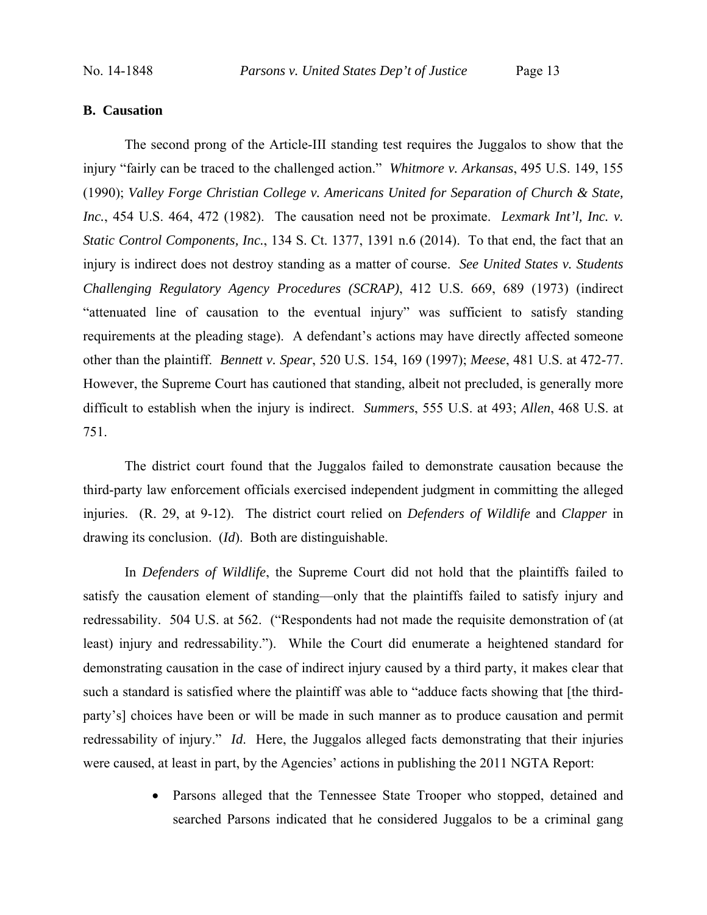### B. Causation

The second prong of the Article-III standing test requires the Juggalos to show that the injury "fairly can be traced to the challenged action." *Whitmore v. Arkansas*, 495 U.S. 149, 155 (1990); *Valley Forge Christian College v. Americans United for Separation of Church & State, Inc.*, 454 U.S. 464, 472 (1982). The causation need not be proximate. *Lexmark Int'l, Inc. v. Static Control Components, Inc.*, 134 S. Ct. 1377, 1391 n.6 (2014). To that end, the fact that an injury is indirect does not destroy standing as a matter of course. *See United States v. Students Challenging Regulatory Agency Procedures (SCRAP)*, 412 U.S. 669, 689 (1973) (indirect "attenuated line of causation to the eventual injury" was sufficient to satisfy standing requirements at the pleading stage). A defendant's actions may have directly affected someone other than the plaintiff. *Bennett v. Spear*, 520 U.S. 154, 169 (1997); *Meese*, 481 U.S. at 472-77. However, the Supreme Court has cautioned that standing, albeit not precluded, is generally more difficult to establish when the injury is indirect. *Summers*, 555 U.S. at 493; *Allen*, 468 U.S. at 751.

The district court found that the Juggalos failed to demonstrate causation because the third-party law enforcement officials exercised independent judgment in committing the alleged injuries. (R. 29, at 9-12). The district court relied on *Defenders of Wildlife* and *Clapper* in drawing its conclusion. (*Id*). Both are distinguishable.

In *Defenders of Wildlife*, the Supreme Court did not hold that the plaintiffs failed to satisfy the causation element of standing—only that the plaintiffs failed to satisfy injury and redressability. 504 U.S. at 562. ("Respondents had not made the requisite demonstration of (at least) injury and redressability."). While the Court did enumerate a heightened standard for demonstrating causation in the case of indirect injury caused by a third party, it makes clear that such a standard is satisfied where the plaintiff was able to "adduce facts showing that [the third-party's] choices have been or will be made in such manner as to produce causation and permit redressability of injury." *Id*. Here, the Juggalos alleged facts demonstrating that their injuries were caused, at least in part, by the Agencies' actions in publishing the 2011 NGTA Report:

- Parsons alleged that the Tennessee State Trooper who stopped, detained and searched Parsons indicated that he considered Juggalos to be a criminal gang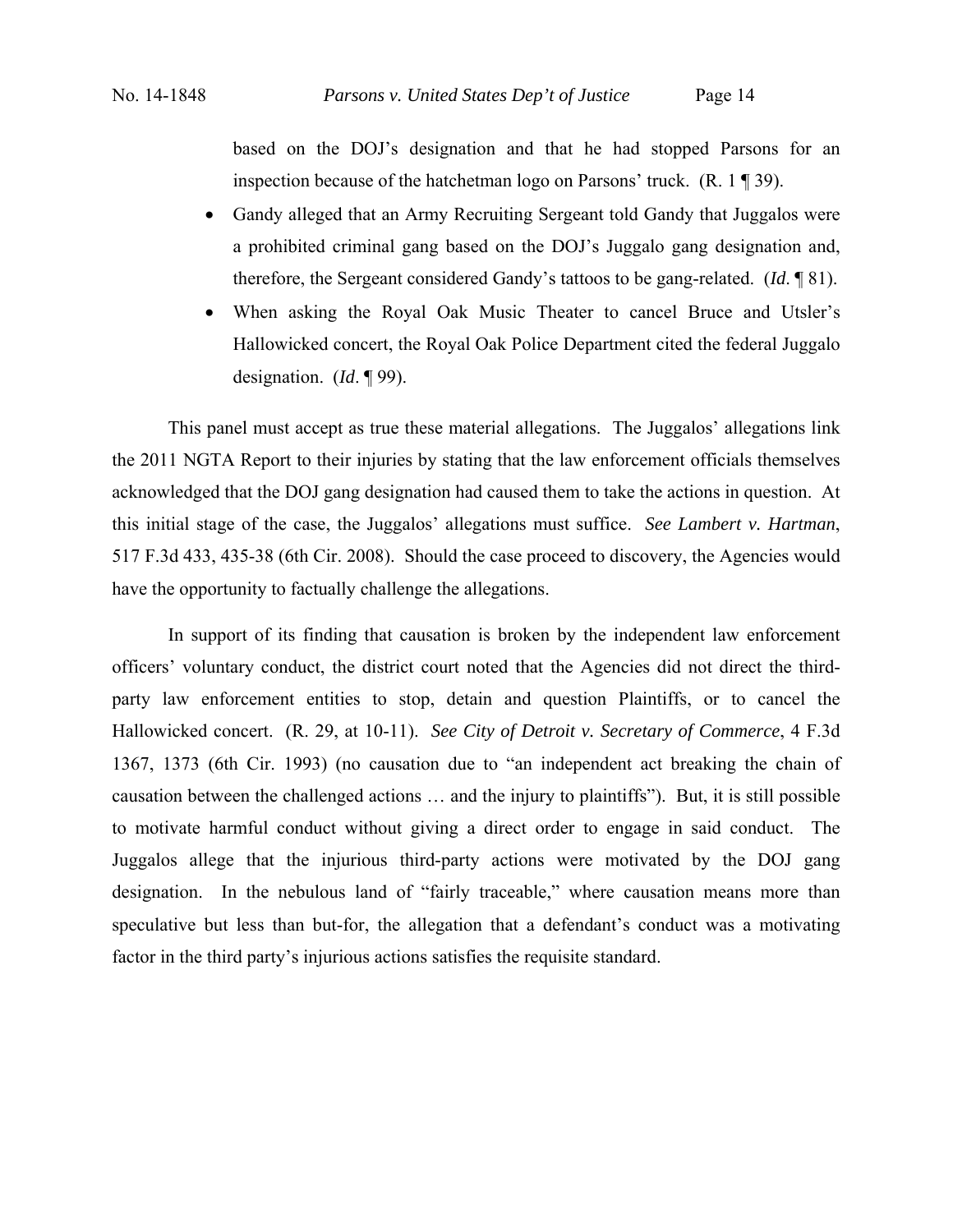based on the DOJ's designation and that he had stopped Parsons for an inspection because of the hatchetman logo on Parsons' truck. (R. 1 ¶ 39).

- Gandy alleged that an Army Recruiting Sergeant told Gandy that Juggalos were a prohibited criminal gang based on the DOJ's Juggalo gang designation and, therefore, the Sergeant considered Gandy's tattoos to be gang-related. (*Id*. ¶ 81).
- When asking the Royal Oak Music Theater to cancel Bruce and Utsler's Hallowicked concert, the Royal Oak Police Department cited the federal Juggalo designation. (*Id*. ¶ 99).

This panel must accept as true these material allegations. The Juggalos' allegations link the 2011 NGTA Report to their injuries by stating that the law enforcement officials themselves acknowledged that the DOJ gang designation had caused them to take the actions in question. At this initial stage of the case, the Juggalos' allegations must suffice. *See Lambert v. Hartman*, 517 F.3d 433, 435-38 (6th Cir. 2008). Should the case proceed to discovery, the Agencies would have the opportunity to factually challenge the allegations.

In support of its finding that causation is broken by the independent law enforcement officers' voluntary conduct, the district court noted that the Agencies did not direct the third-party law enforcement entities to stop, detain and question Plaintiffs, or to cancel the Hallowicked concert. (R. 29, at 10-11). *See City of Detroit v. Secretary of Commerce*, 4 F.3d 1367, 1373 (6th Cir. 1993) (no causation due to "an independent act breaking the chain of causation between the challenged actions … and the injury to plaintiffs"). But, it is still possible to motivate harmful conduct without giving a direct order to engage in said conduct. The Juggalos allege that the injurious third-party actions were motivated by the DOJ gang designation. In the nebulous land of "fairly traceable," where causation means more than speculative but less than but-for, the allegation that a defendant's conduct was a motivating factor in the third party's injurious actions satisfies the requisite standard.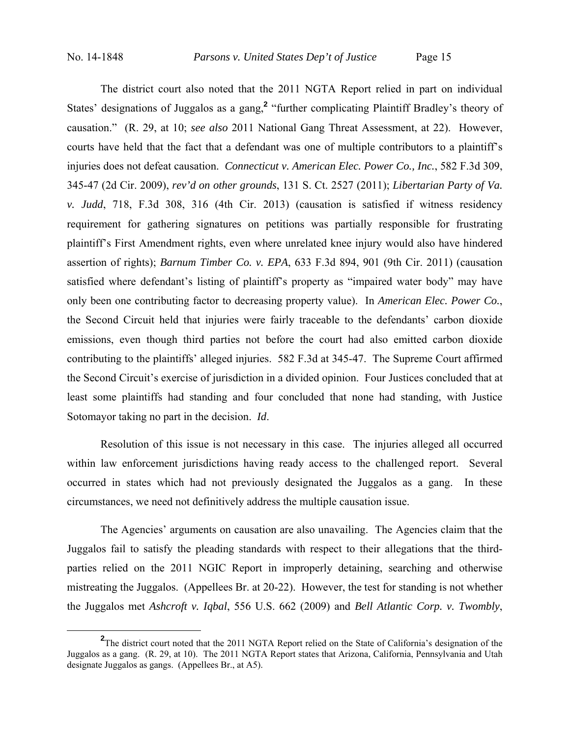The district court also noted that the 2011 NGTA Report relied in part on individual States' designations of Juggalos as a gang,[2] "further complicating Plaintiff Bradley's theory of causation." (R. 29, at 10; *see also* 2011 National Gang Threat Assessment, at 22). However, courts have held that the fact that a defendant was one of multiple contributors to a plaintiff's injuries does not defeat causation. *Connecticut v. American Elec. Power Co., Inc.*, 582 F.3d 309, 345-47 (2d Cir. 2009), *rev'd on other grounds*, 131 S. Ct. 2527 (2011); *Libertarian Party of Va. v. Judd*, 718, F.3d 308, 316 (4th Cir. 2013) (causation is satisfied if witness residency requirement for gathering signatures on petitions was partially responsible for frustrating plaintiff's First Amendment rights, even where unrelated knee injury would also have hindered assertion of rights); *Barnum Timber Co. v. EPA*, 633 F.3d 894, 901 (9th Cir. 2011) (causation satisfied where defendant's listing of plaintiff's property as "impaired water body" may have only been one contributing factor to decreasing property value). In *American Elec. Power Co.*, the Second Circuit held that injuries were fairly traceable to the defendants' carbon dioxide emissions, even though third parties not before the court had also emitted carbon dioxide contributing to the plaintiffs' alleged injuries. 582 F.3d at 345-47. The Supreme Court affirmed the Second Circuit's exercise of jurisdiction in a divided opinion. Four Justices concluded that at least some plaintiffs had standing and four concluded that none had standing, with Justice Sotomayor taking no part in the decision. *Id*.

Resolution of this issue is not necessary in this case. The injuries alleged all occurred within law enforcement jurisdictions having ready access to the challenged report. Several occurred in states which had not previously designated the Juggalos as a gang. In these circumstances, we need not definitively address the multiple causation issue.

The Agencies' arguments on causation are also unavailing. The Agencies claim that the Juggalos fail to satisfy the pleading standards with respect to their allegations that the third-parties relied on the 2011 NGIC Report in improperly detaining, searching and otherwise mistreating the Juggalos. (Appellees Br. at 20-22). However, the test for standing is not whether the Juggalos met *Ashcroft v. Iqbal*, 556 U.S. 662 (2009) and *Bell Atlantic Corp. v. Twombly*,

[2] The district court noted that the 2011 NGTA Report relied on the State of California's designation of the Juggalos as a gang. (R. 29, at 10). The 2011 NGTA Report states that Arizona, California, Pennsylvania and Utah designate Juggalos as gangs. (Appellees Br., at A5).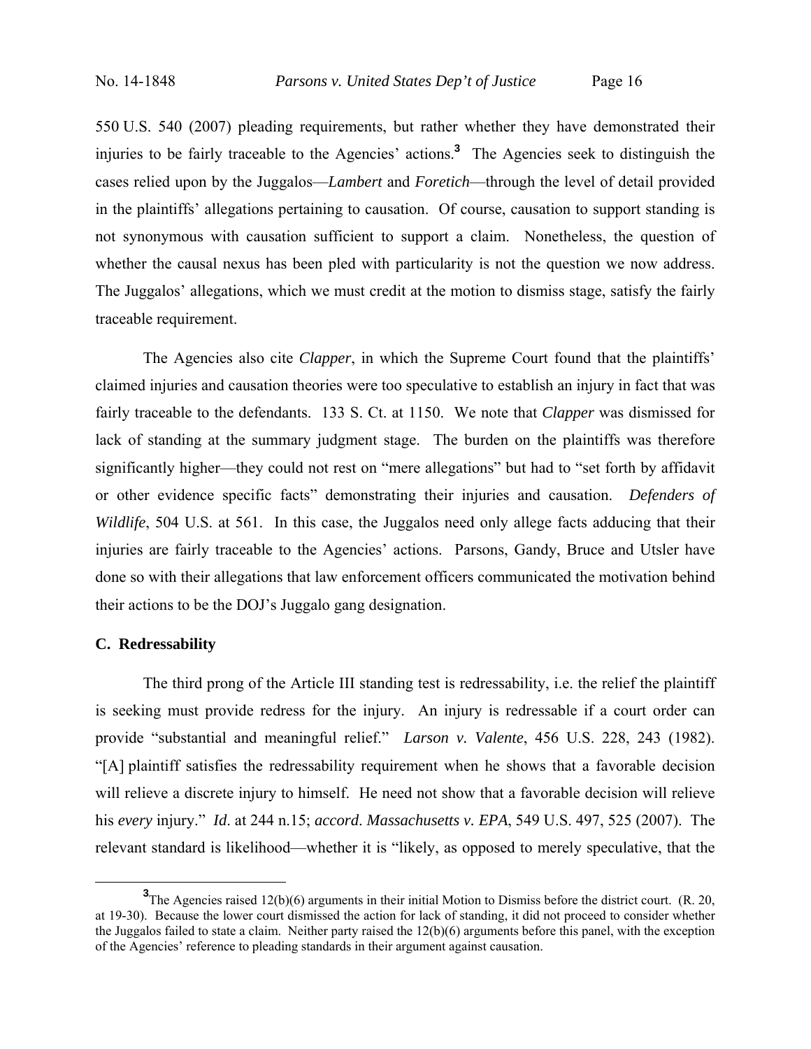550 U.S. 540 (2007) pleading requirements, but rather whether they have demonstrated their injuries to be fairly traceable to the Agencies' actions.[3] The Agencies seek to distinguish the cases relied upon by the Juggalos—*Lambert* and *Foretich*—through the level of detail provided in the plaintiffs' allegations pertaining to causation. Of course, causation to support standing is not synonymous with causation sufficient to support a claim. Nonetheless, the question of whether the causal nexus has been pled with particularity is not the question we now address. The Juggalos' allegations, which we must credit at the motion to dismiss stage, satisfy the fairly traceable requirement.

The Agencies also cite *Clapper*, in which the Supreme Court found that the plaintiffs' claimed injuries and causation theories were too speculative to establish an injury in fact that was fairly traceable to the defendants. 133 S. Ct. at 1150. We note that *Clapper* was dismissed for lack of standing at the summary judgment stage. The burden on the plaintiffs was therefore significantly higher—they could not rest on "mere allegations" but had to "set forth by affidavit or other evidence specific facts" demonstrating their injuries and causation. *Defenders of Wildlife*, 504 U.S. at 561. In this case, the Juggalos need only allege facts adducing that their injuries are fairly traceable to the Agencies' actions. Parsons, Gandy, Bruce and Utsler have done so with their allegations that law enforcement officers communicated the motivation behind their actions to be the DOJ's Juggalo gang designation.

### C. Redressability

The third prong of the Article III standing test is redressability, i.e. the relief the plaintiff is seeking must provide redress for the injury. An injury is redressable if a court order can provide "substantial and meaningful relief." *Larson v. Valente*, 456 U.S. 228, 243 (1982). "[A] plaintiff satisfies the redressability requirement when he shows that a favorable decision will relieve a discrete injury to himself. He need not show that a favorable decision will relieve his *every* injury." *Id*. at 244 n.15; *accord*. *Massachusetts v. EPA*, 549 U.S. 497, 525 (2007). The relevant standard is likelihood—whether it is "likely, as opposed to merely speculative, that the

[3]The Agencies raised 12(b)(6) arguments in their initial Motion to Dismiss before the district court. (R. 20, at 19-30). Because the lower court dismissed the action for lack of standing, it did not proceed to consider whether the Juggalos failed to state a claim. Neither party raised the 12(b)(6) arguments before this panel, with the exception of the Agencies' reference to pleading standards in their argument against causation.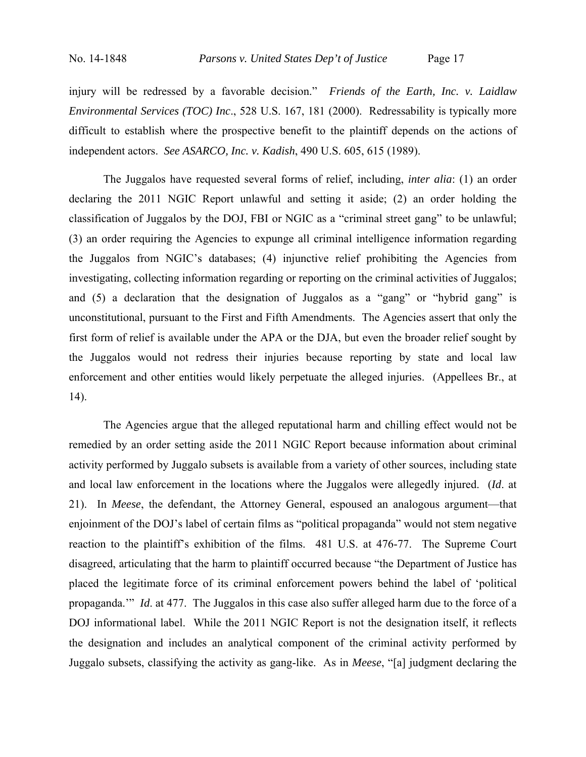injury will be redressed by a favorable decision." *Friends of the Earth, Inc. v. Laidlaw Environmental Services (TOC) Inc*., 528 U.S. 167, 181 (2000). Redressability is typically more difficult to establish where the prospective benefit to the plaintiff depends on the actions of independent actors. *See ASARCO, Inc. v. Kadish*, 490 U.S. 605, 615 (1989).

The Juggalos have requested several forms of relief, including, *inter alia*: (1) an order declaring the 2011 NGIC Report unlawful and setting it aside; (2) an order holding the classification of Juggalos by the DOJ, FBI or NGIC as a "criminal street gang" to be unlawful; (3) an order requiring the Agencies to expunge all criminal intelligence information regarding the Juggalos from NGIC's databases; (4) injunctive relief prohibiting the Agencies from investigating, collecting information regarding or reporting on the criminal activities of Juggalos; and (5) a declaration that the designation of Juggalos as a "gang" or "hybrid gang" is unconstitutional, pursuant to the First and Fifth Amendments. The Agencies assert that only the first form of relief is available under the APA or the DJA, but even the broader relief sought by the Juggalos would not redress their injuries because reporting by state and local law enforcement and other entities would likely perpetuate the alleged injuries. (Appellees Br., at 14).

The Agencies argue that the alleged reputational harm and chilling effect would not be remedied by an order setting aside the 2011 NGIC Report because information about criminal activity performed by Juggalo subsets is available from a variety of other sources, including state and local law enforcement in the locations where the Juggalos were allegedly injured. (*Id*. at 21). In *Meese*, the defendant, the Attorney General, espoused an analogous argument—that enjoinment of the DOJ's label of certain films as "political propaganda" would not stem negative reaction to the plaintiff's exhibition of the films. 481 U.S. at 476-77. The Supreme Court disagreed, articulating that the harm to plaintiff occurred because "the Department of Justice has placed the legitimate force of its criminal enforcement powers behind the label of 'political propaganda.'" *Id*. at 477. The Juggalos in this case also suffer alleged harm due to the force of a DOJ informational label. While the 2011 NGIC Report is not the designation itself, it reflects the designation and includes an analytical component of the criminal activity performed by Juggalo subsets, classifying the activity as gang-like. As in *Meese*, "[a] judgment declaring the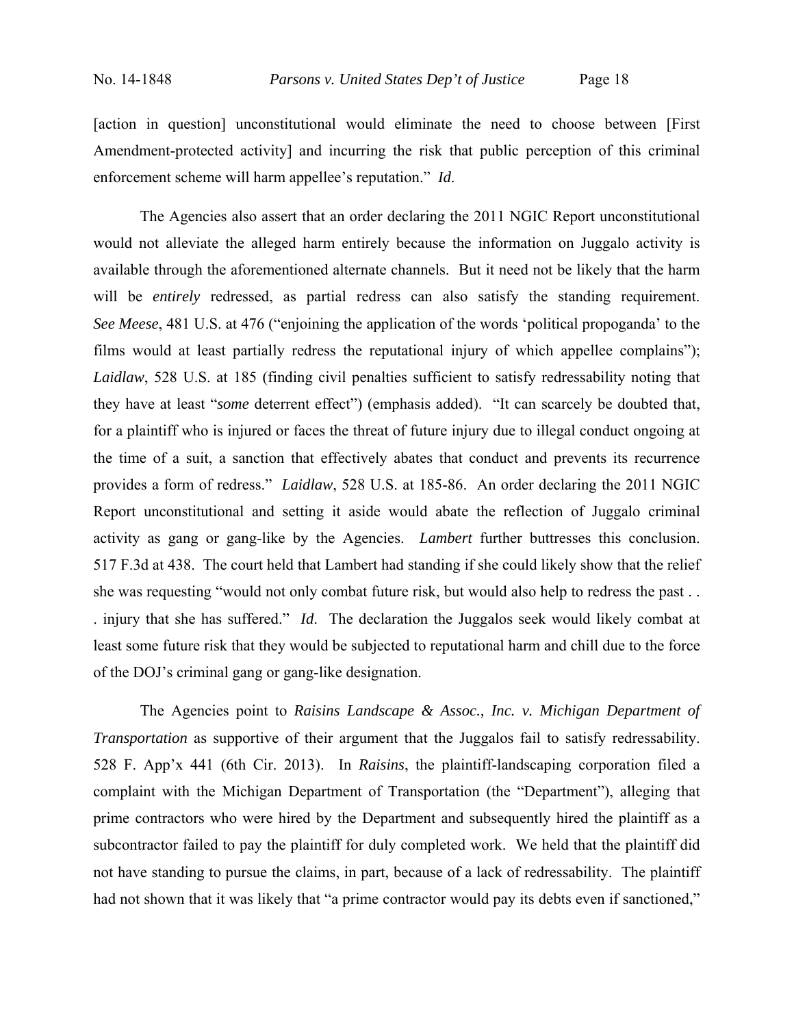[action in question] unconstitutional would eliminate the need to choose between [First Amendment-protected activity] and incurring the risk that public perception of this criminal enforcement scheme will harm appellee's reputation." *Id*.

The Agencies also assert that an order declaring the 2011 NGIC Report unconstitutional would not alleviate the alleged harm entirely because the information on Juggalo activity is available through the aforementioned alternate channels. But it need not be likely that the harm will be *entirely* redressed, as partial redress can also satisfy the standing requirement. *See Meese*, 481 U.S. at 476 ("enjoining the application of the words 'political propoganda' to the films would at least partially redress the reputational injury of which appellee complains"); *Laidlaw*, 528 U.S. at 185 (finding civil penalties sufficient to satisfy redressability noting that they have at least "*some* deterrent effect") (emphasis added). "It can scarcely be doubted that, for a plaintiff who is injured or faces the threat of future injury due to illegal conduct ongoing at the time of a suit, a sanction that effectively abates that conduct and prevents its recurrence provides a form of redress." *Laidlaw*, 528 U.S. at 185-86. An order declaring the 2011 NGIC Report unconstitutional and setting it aside would abate the reflection of Juggalo criminal activity as gang or gang-like by the Agencies. *Lambert* further buttresses this conclusion. 517 F.3d at 438. The court held that Lambert had standing if she could likely show that the relief she was requesting "would not only combat future risk, but would also help to redress the past . . . injury that she has suffered." *Id*. The declaration the Juggalos seek would likely combat at least some future risk that they would be subjected to reputational harm and chill due to the force of the DOJ's criminal gang or gang-like designation.

The Agencies point to *Raisins Landscape & Assoc., Inc. v. Michigan Department of Transportation* as supportive of their argument that the Juggalos fail to satisfy redressability. 528 F. App'x 441 (6th Cir. 2013). In *Raisins*, the plaintiff-landscaping corporation filed a complaint with the Michigan Department of Transportation (the "Department"), alleging that prime contractors who were hired by the Department and subsequently hired the plaintiff as a subcontractor failed to pay the plaintiff for duly completed work. We held that the plaintiff did not have standing to pursue the claims, in part, because of a lack of redressability. The plaintiff had not shown that it was likely that "a prime contractor would pay its debts even if sanctioned,"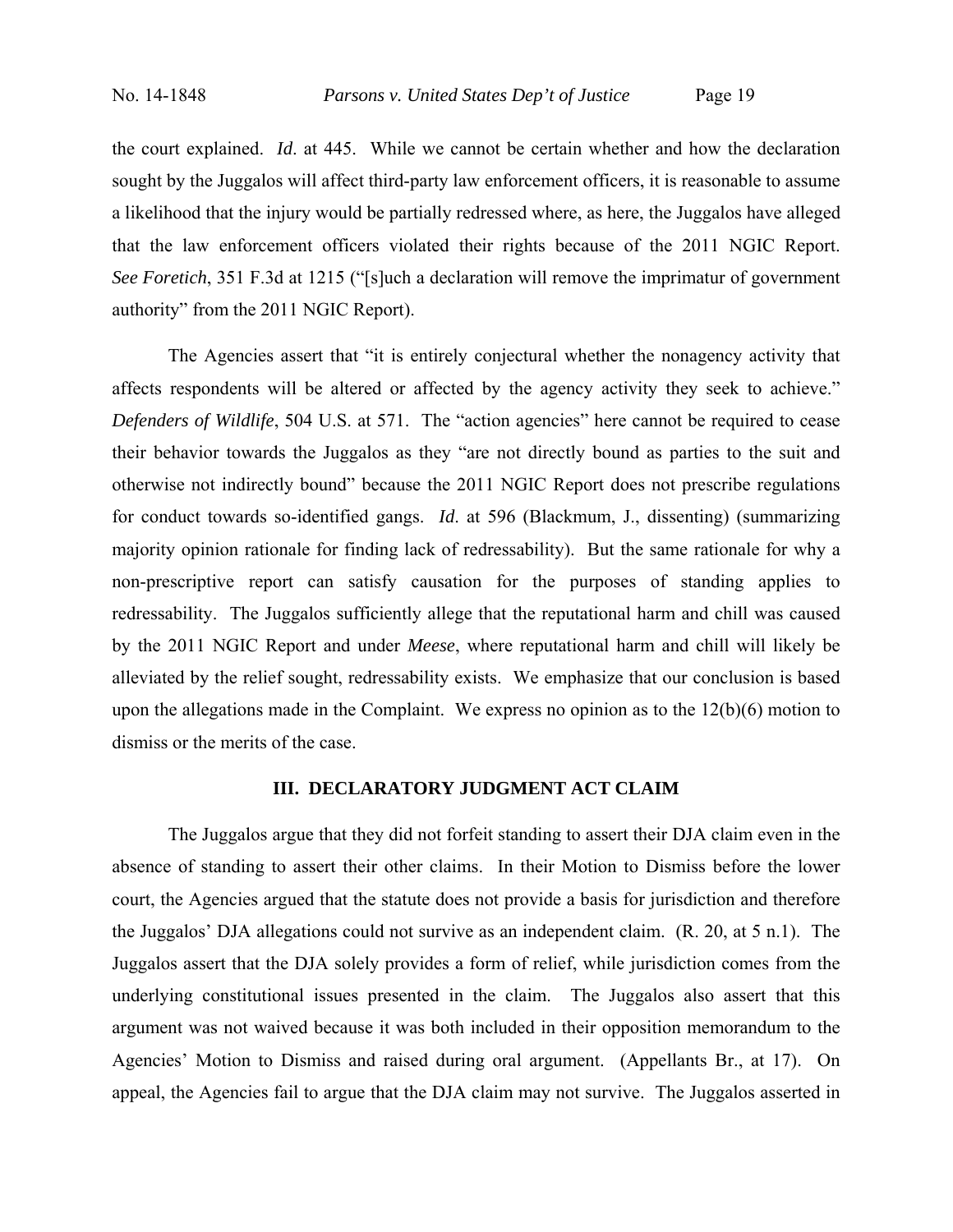the court explained. *Id*. at 445. While we cannot be certain whether and how the declaration sought by the Juggalos will affect third-party law enforcement officers, it is reasonable to assume a likelihood that the injury would be partially redressed where, as here, the Juggalos have alleged that the law enforcement officers violated their rights because of the 2011 NGIC Report. *See Foretich*, 351 F.3d at 1215 ("[s]uch a declaration will remove the imprimatur of government authority" from the 2011 NGIC Report).

The Agencies assert that "it is entirely conjectural whether the nonagency activity that affects respondents will be altered or affected by the agency activity they seek to achieve." *Defenders of Wildlife*, 504 U.S. at 571. The "action agencies" here cannot be required to cease their behavior towards the Juggalos as they "are not directly bound as parties to the suit and otherwise not indirectly bound" because the 2011 NGIC Report does not prescribe regulations for conduct towards so-identified gangs. *Id*. at 596 (Blackmum, J., dissenting) (summarizing majority opinion rationale for finding lack of redressability). But the same rationale for why a non-prescriptive report can satisfy causation for the purposes of standing applies to redressability. The Juggalos sufficiently allege that the reputational harm and chill was caused by the 2011 NGIC Report and under *Meese*, where reputational harm and chill will likely be alleviated by the relief sought, redressability exists. We emphasize that our conclusion is based upon the allegations made in the Complaint. We express no opinion as to the 12(b)(6) motion to dismiss or the merits of the case.

## III. DECLARATORY JUDGMENT ACT CLAIM

The Juggalos argue that they did not forfeit standing to assert their DJA claim even in the absence of standing to assert their other claims. In their Motion to Dismiss before the lower court, the Agencies argued that the statute does not provide a basis for jurisdiction and therefore the Juggalos' DJA allegations could not survive as an independent claim. (R. 20, at 5 n.1). The Juggalos assert that the DJA solely provides a form of relief, while jurisdiction comes from the underlying constitutional issues presented in the claim. The Juggalos also assert that this argument was not waived because it was both included in their opposition memorandum to the Agencies' Motion to Dismiss and raised during oral argument. (Appellants Br., at 17). On appeal, the Agencies fail to argue that the DJA claim may not survive. The Juggalos asserted in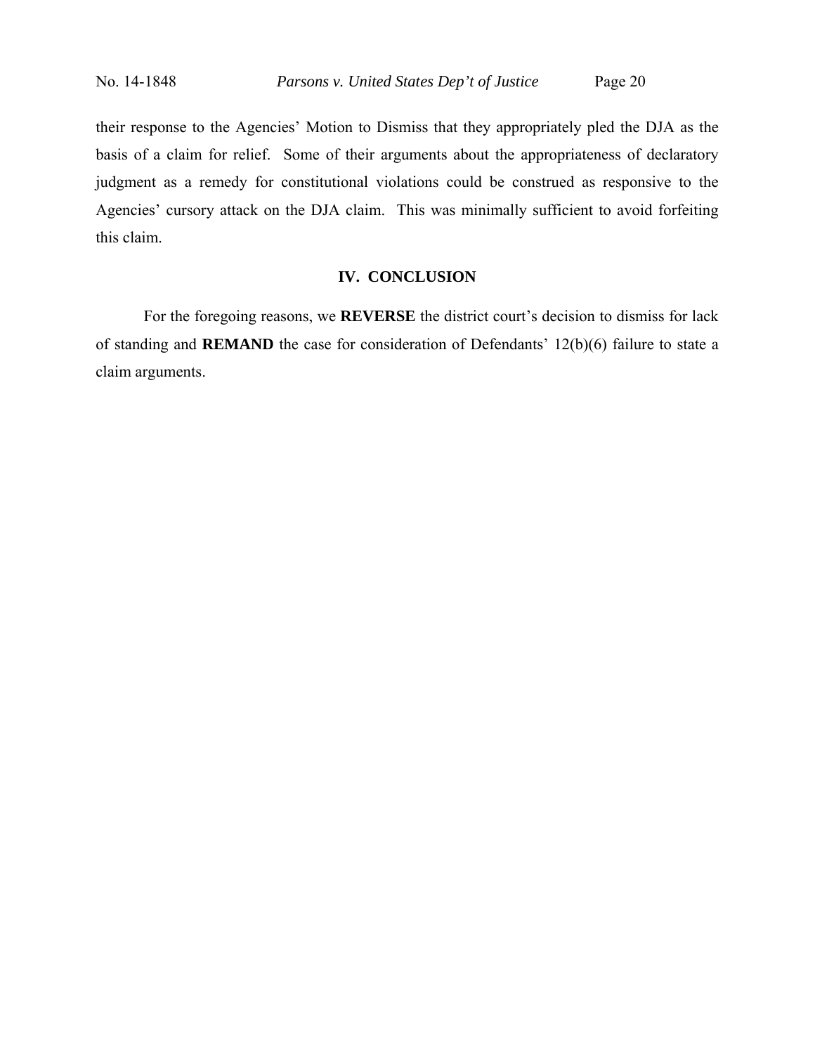their response to the Agencies' Motion to Dismiss that they appropriately pled the DJA as the basis of a claim for relief. Some of their arguments about the appropriateness of declaratory judgment as a remedy for constitutional violations could be construed as responsive to the Agencies' cursory attack on the DJA claim. This was minimally sufficient to avoid forfeiting this claim.

## IV. CONCLUSION

For the foregoing reasons, we **REVERSE** the district court's decision to dismiss for lack of standing and **REMAND** the case for consideration of Defendants' 12(b)(6) failure to state a claim arguments.